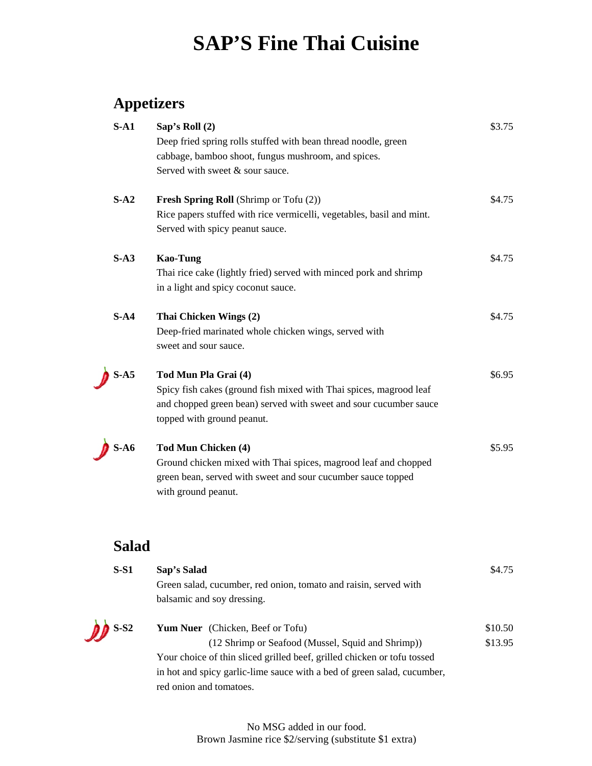# SAP'S Fine Thai Cuisine

## Appetizers

**S-A1** **Sap's Roll (2)** — $3.75
Deep fried spring rolls stuffed with bean thread noodle, green cabbage, bamboo shoot, fungus mushroom, and spices.
Served with sweet & sour sauce.

**S-A2** **Fresh Spring Roll** (Shrimp or Tofu (2)) — $4.75
Rice papers stuffed with rice vermicelli, vegetables, basil and mint.
Served with spicy peanut sauce.

**S-A3** **Kao-Tung** — $4.75
Thai rice cake (lightly fried) served with minced pork and shrimp in a light and spicy coconut sauce.

**S-A4** **Thai Chicken Wings (2)** — $4.75
Deep-fried marinated whole chicken wings, served with sweet and sour sauce.

**S-A5** **Tod Mun Pla Grai (4)** — $6.95
Spicy fish cakes (ground fish mixed with Thai spices, magrood leaf and chopped green bean) served with sweet and sour cucumber sauce topped with ground peanut.

**S-A6** **Tod Mun Chicken (4)** — $5.95
Ground chicken mixed with Thai spices, magrood leaf and chopped green bean, served with sweet and sour cucumber sauce topped with ground peanut.

## Salad

**S-S1** **Sap's Salad** — $4.75
Green salad, cucumber, red onion, tomato and raisin, served with balsamic and soy dressing.

**S-S2** **Yum Nuer** (Chicken, Beef or Tofu) — $10.50
(12 Shrimp or Seafood (Mussel, Squid and Shrimp)) — $13.95
Your choice of thin sliced grilled beef, grilled chicken or tofu tossed in hot and spicy garlic-lime sauce with a bed of green salad, cucumber, red onion and tomatoes.

No MSG added in our food.
Brown Jasmine rice $2/serving (substitute $1 extra)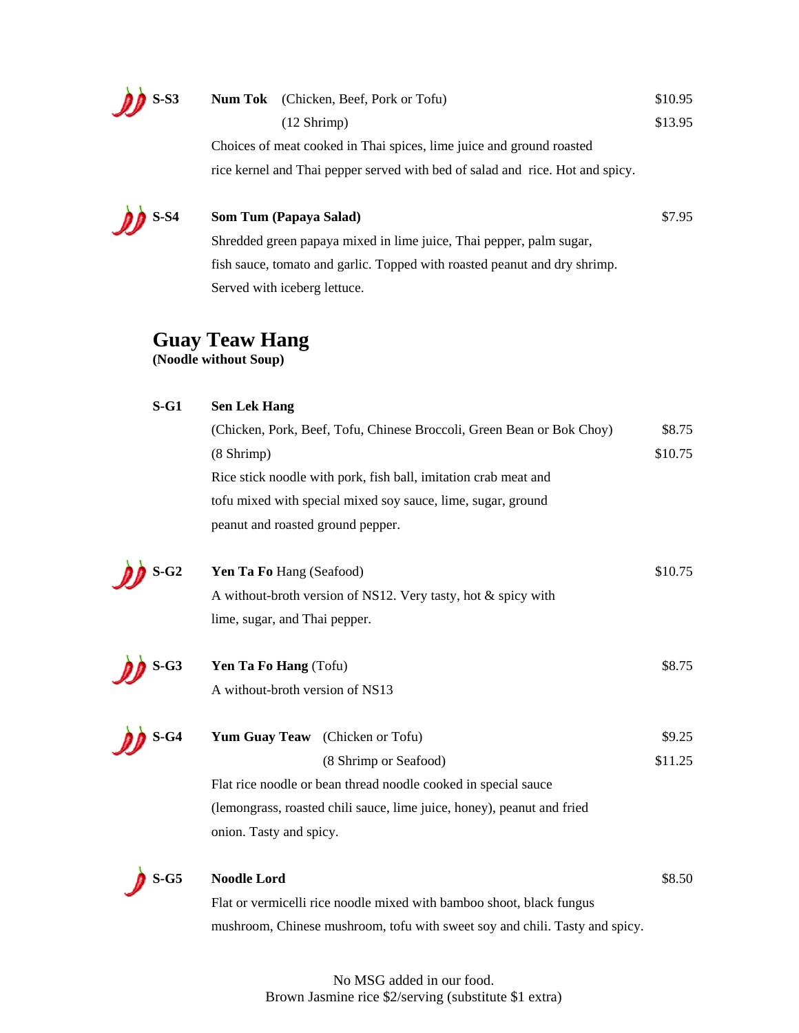**S-S3** **Num Tok** (Chicken, Beef, Pork or Tofu) $10.95

(12 Shrimp) $13.95

Choices of meat cooked in Thai spices, lime juice and ground roasted rice kernel and Thai pepper served with bed of salad and rice. Hot and spicy.

**S-S4** **Som Tum (Papaya Salad)** $7.95

Shredded green papaya mixed in lime juice, Thai pepper, palm sugar, fish sauce, tomato and garlic. Topped with roasted peanut and dry shrimp. Served with iceberg lettuce.

## Guay Teaw Hang

**(Noodle without Soup)**

**S-G1** **Sen Lek Hang**

(Chicken, Pork, Beef, Tofu, Chinese Broccoli, Green Bean or Bok Choy) $8.75

(8 Shrimp) $10.75

Rice stick noodle with pork, fish ball, imitation crab meat and tofu mixed with special mixed soy sauce, lime, sugar, ground peanut and roasted ground pepper.

**S-G2** **Yen Ta Fo** Hang (Seafood) $10.75

A without-broth version of NS12. Very tasty, hot & spicy with lime, sugar, and Thai pepper.

**S-G3** **Yen Ta Fo Hang** (Tofu) $8.75

A without-broth version of NS13

**S-G4** **Yum Guay Teaw** (Chicken or Tofu) $9.25

(8 Shrimp or Seafood) $11.25

Flat rice noodle or bean thread noodle cooked in special sauce (lemongrass, roasted chili sauce, lime juice, honey), peanut and fried onion. Tasty and spicy.

**S-G5** **Noodle Lord** $8.50

Flat or vermicelli rice noodle mixed with bamboo shoot, black fungus mushroom, Chinese mushroom, tofu with sweet soy and chili. Tasty and spicy.

No MSG added in our food.
Brown Jasmine rice $2/serving (substitute $1 extra)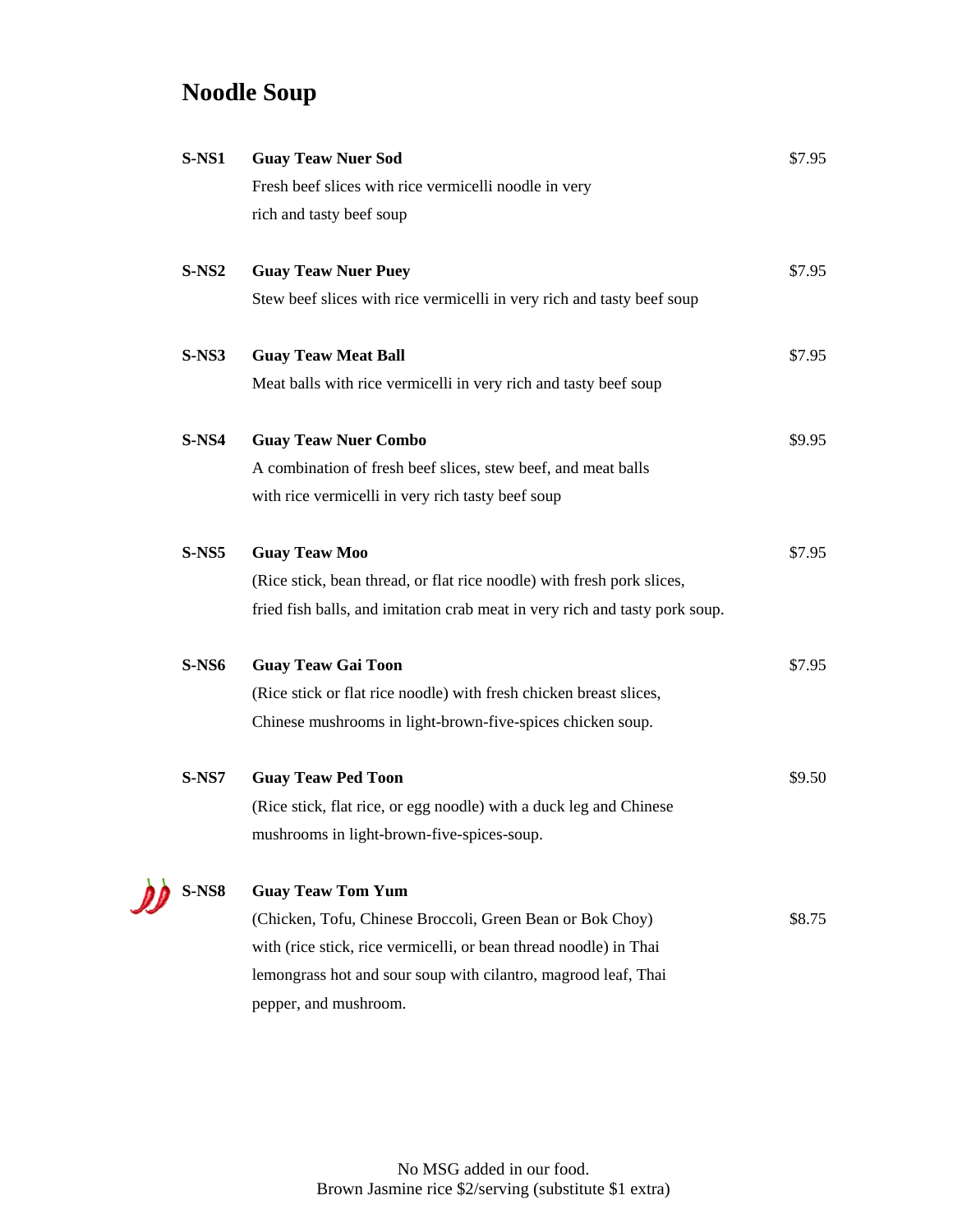## Noodle Soup

**S-NS1** **Guay Teaw Nuer Sod** $7.95
Fresh beef slices with rice vermicelli noodle in very rich and tasty beef soup

**S-NS2** **Guay Teaw Nuer Puey** $7.95
Stew beef slices with rice vermicelli in very rich and tasty beef soup

**S-NS3** **Guay Teaw Meat Ball** $7.95
Meat balls with rice vermicelli in very rich and tasty beef soup

**S-NS4** **Guay Teaw Nuer Combo** $9.95
A combination of fresh beef slices, stew beef, and meat balls with rice vermicelli in very rich tasty beef soup

**S-NS5** **Guay Teaw Moo** $7.95
(Rice stick, bean thread, or flat rice noodle) with fresh pork slices, fried fish balls, and imitation crab meat in very rich and tasty pork soup.

**S-NS6** **Guay Teaw Gai Toon** $7.95
(Rice stick or flat rice noodle) with fresh chicken breast slices, Chinese mushrooms in light-brown-five-spices chicken soup.

**S-NS7** **Guay Teaw Ped Toon** $9.50
(Rice stick, flat rice, or egg noodle) with a duck leg and Chinese mushrooms in light-brown-five-spices-soup.

**S-NS8** **Guay Teaw Tom Yum** $8.75
(Chicken, Tofu, Chinese Broccoli, Green Bean or Bok Choy) with (rice stick, rice vermicelli, or bean thread noodle) in Thai lemongrass hot and sour soup with cilantro, magrood leaf, Thai pepper, and mushroom.

No MSG added in our food.
Brown Jasmine rice $2/serving (substitute $1 extra)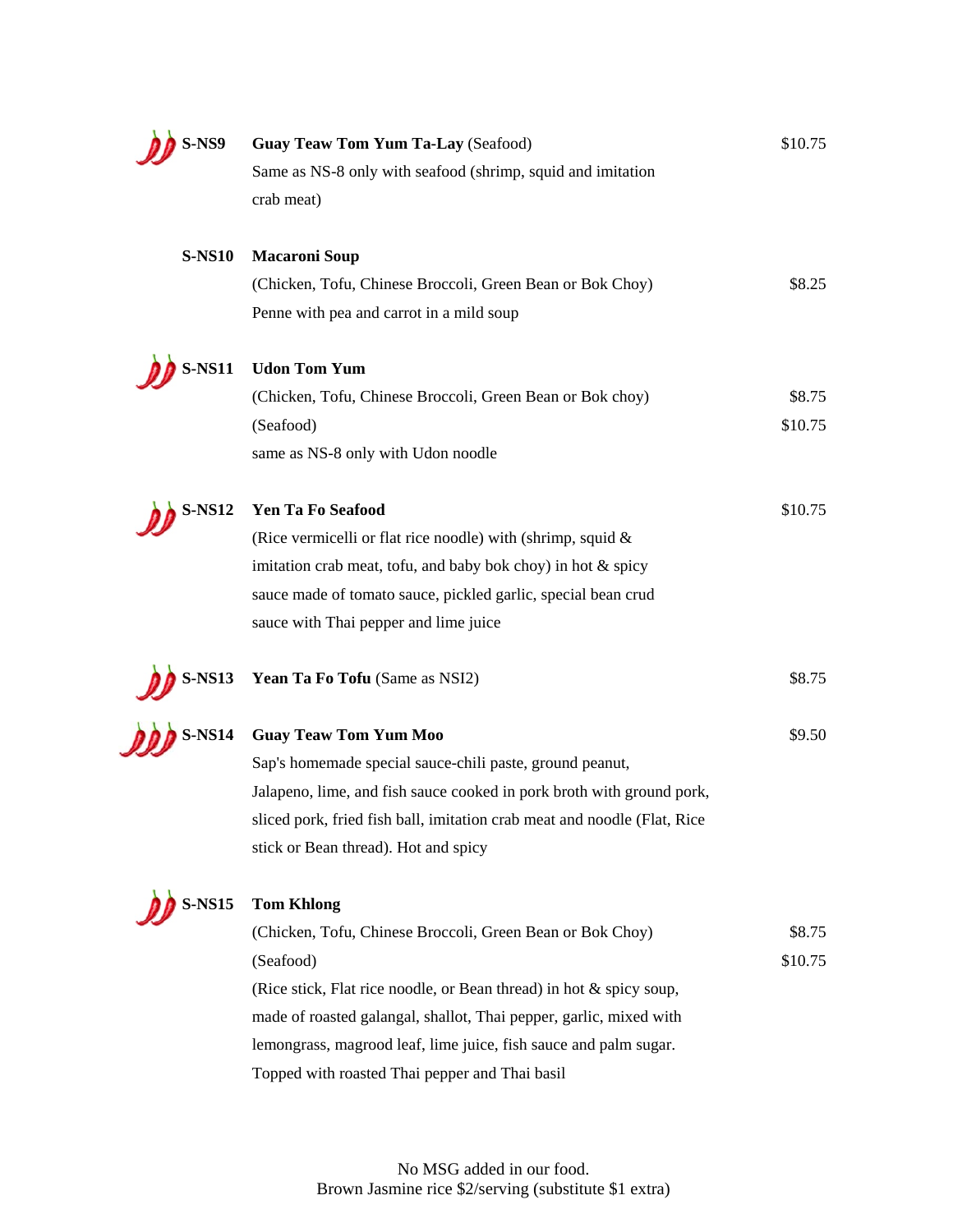**S-NS9** **Guay Teaw Tom Yum Ta-Lay** (Seafood) — $10.75

Same as NS-8 only with seafood (shrimp, squid and imitation crab meat)

**S-NS10** **Macaroni Soup**

(Chicken, Tofu, Chinese Broccoli, Green Bean or Bok Choy) — $8.25

Penne with pea and carrot in a mild soup

**S-NS11** **Udon Tom Yum**

(Chicken, Tofu, Chinese Broccoli, Green Bean or Bok choy) — $8.75

(Seafood) — $10.75

same as NS-8 only with Udon noodle

**S-NS12** **Yen Ta Fo Seafood** — $10.75

(Rice vermicelli or flat rice noodle) with (shrimp, squid & imitation crab meat, tofu, and baby bok choy) in hot & spicy sauce made of tomato sauce, pickled garlic, special bean crud sauce with Thai pepper and lime juice

**S-NS13** **Yean Ta Fo Tofu** (Same as NSI2) — $8.75

**S-NS14** **Guay Teaw Tom Yum Moo** — $9.50

Sap's homemade special sauce-chili paste, ground peanut, Jalapeno, lime, and fish sauce cooked in pork broth with ground pork, sliced pork, fried fish ball, imitation crab meat and noodle (Flat, Rice stick or Bean thread). Hot and spicy

**S-NS15** **Tom Khlong**

(Chicken, Tofu, Chinese Broccoli, Green Bean or Bok Choy) — $8.75

(Seafood) — $10.75

(Rice stick, Flat rice noodle, or Bean thread) in hot & spicy soup, made of roasted galangal, shallot, Thai pepper, garlic, mixed with lemongrass, magrood leaf, lime juice, fish sauce and palm sugar. Topped with roasted Thai pepper and Thai basil

No MSG added in our food.

Brown Jasmine rice $2/serving (substitute $1 extra)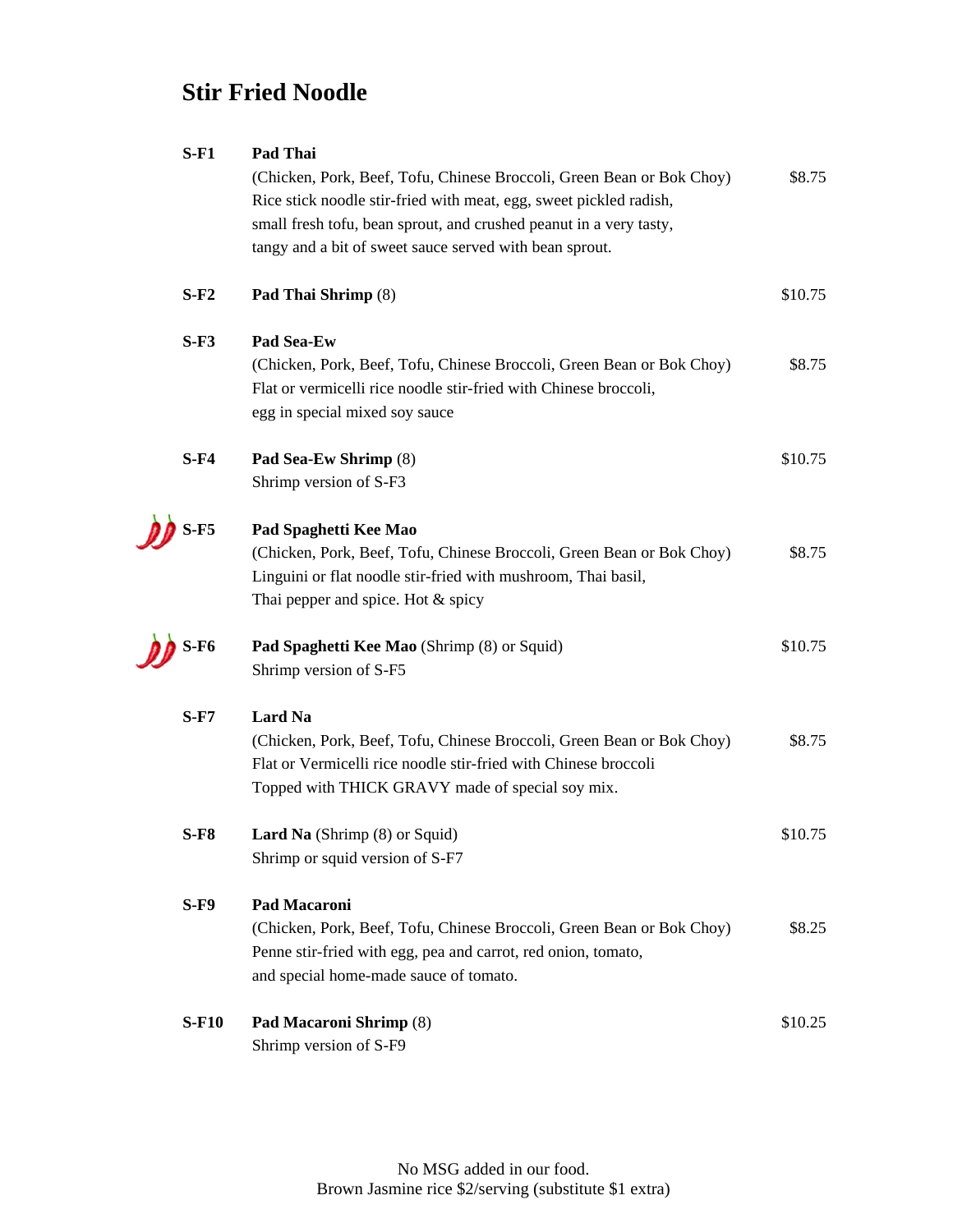## Stir Fried Noodle

| | | |
|---|---|---|
| **S-F1** | **Pad Thai**<br>(Chicken, Pork, Beef, Tofu, Chinese Broccoli, Green Bean or Bok Choy)<br>Rice stick noodle stir-fried with meat, egg, sweet pickled radish, small fresh tofu, bean sprout, and crushed peanut in a very tasty, tangy and a bit of sweet sauce served with bean sprout. | $8.75 |
| **S-F2** | **Pad Thai Shrimp** (8) | $10.75 |
| **S-F3** | **Pad Sea-Ew**<br>(Chicken, Pork, Beef, Tofu, Chinese Broccoli, Green Bean or Bok Choy)<br>Flat or vermicelli rice noodle stir-fried with Chinese broccoli, egg in special mixed soy sauce | $8.75 |
| **S-F4** | **Pad Sea-Ew Shrimp** (8)<br>Shrimp version of S-F3 | $10.75 |
| **S-F5** | **Pad Spaghetti Kee Mao**<br>(Chicken, Pork, Beef, Tofu, Chinese Broccoli, Green Bean or Bok Choy)<br>Linguini or flat noodle stir-fried with mushroom, Thai basil, Thai pepper and spice. Hot & spicy | $8.75 |
| **S-F6** | **Pad Spaghetti Kee Mao** (Shrimp (8) or Squid)<br>Shrimp version of S-F5 | $10.75 |
| **S-F7** | **Lard Na**<br>(Chicken, Pork, Beef, Tofu, Chinese Broccoli, Green Bean or Bok Choy)<br>Flat or Vermicelli rice noodle stir-fried with Chinese broccoli Topped with THICK GRAVY made of special soy mix. | $8.75 |
| **S-F8** | **Lard Na** (Shrimp (8) or Squid)<br>Shrimp or squid version of S-F7 | $10.75 |
| **S-F9** | **Pad Macaroni**<br>(Chicken, Pork, Beef, Tofu, Chinese Broccoli, Green Bean or Bok Choy)<br>Penne stir-fried with egg, pea and carrot, red onion, tomato, and special home-made sauce of tomato. | $8.25 |
| **S-F10** | **Pad Macaroni Shrimp** (8)<br>Shrimp version of S-F9 | $10.25 |

No MSG added in our food.
Brown Jasmine rice $2/serving (substitute $1 extra)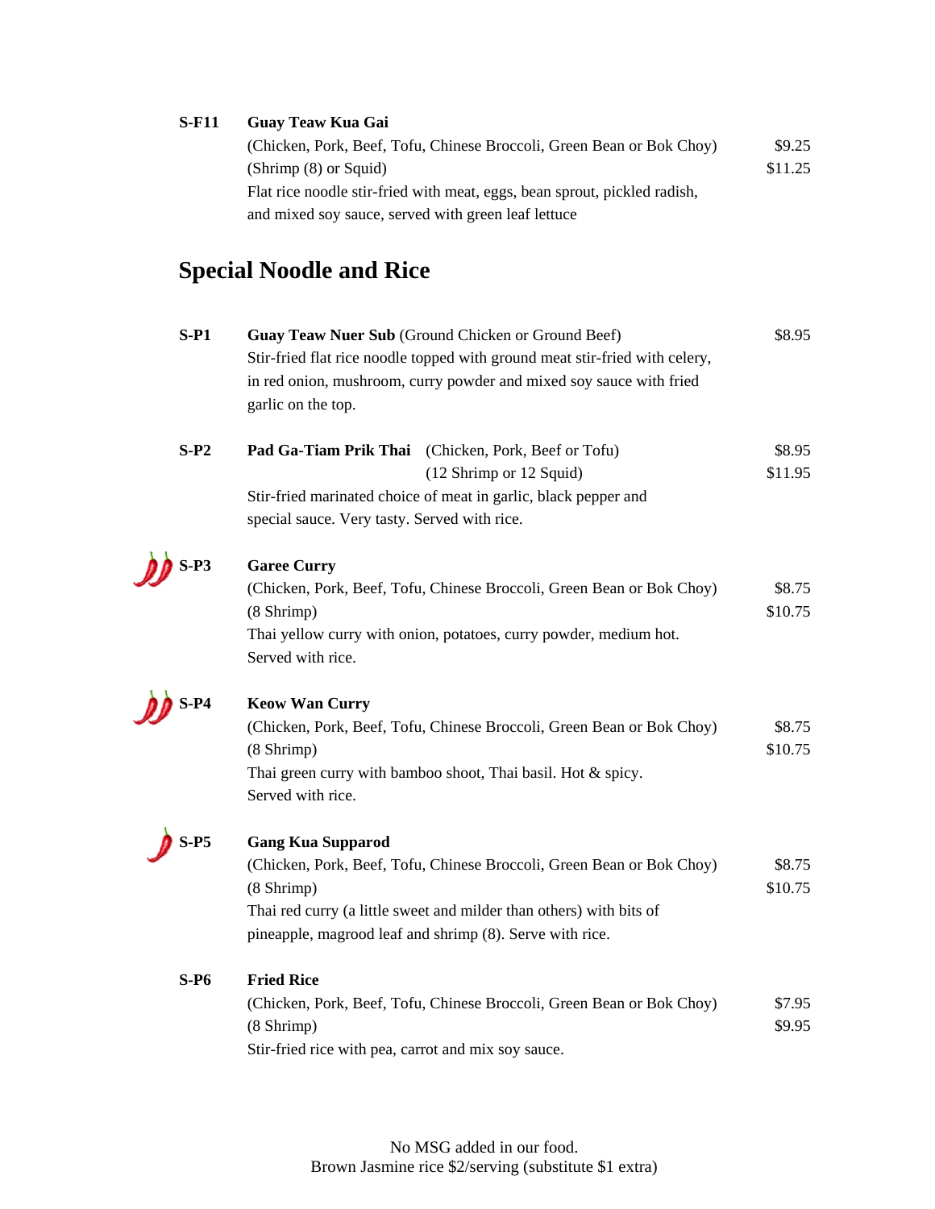**S-F11** **Guay Teaw Kua Gai**

(Chicken, Pork, Beef, Tofu, Chinese Broccoli, Green Bean or Bok Choy) $9.25

(Shrimp (8) or Squid) $11.25

Flat rice noodle stir-fried with meat, eggs, bean sprout, pickled radish, and mixed soy sauce, served with green leaf lettuce

## Special Noodle and Rice

**S-P1** **Guay Teaw Nuer Sub** (Ground Chicken or Ground Beef) $8.95

Stir-fried flat rice noodle topped with ground meat stir-fried with celery, in red onion, mushroom, curry powder and mixed soy sauce with fried garlic on the top.

**S-P2** **Pad Ga-Tiam Prik Thai** (Chicken, Pork, Beef or Tofu) $8.95

(12 Shrimp or 12 Squid) $11.95

Stir-fried marinated choice of meat in garlic, black pepper and special sauce. Very tasty. Served with rice.

**S-P3** **Garee Curry**

(Chicken, Pork, Beef, Tofu, Chinese Broccoli, Green Bean or Bok Choy) $8.75

(8 Shrimp) $10.75

Thai yellow curry with onion, potatoes, curry powder, medium hot. Served with rice.

**S-P4** **Keow Wan Curry**

(Chicken, Pork, Beef, Tofu, Chinese Broccoli, Green Bean or Bok Choy) $8.75

(8 Shrimp) $10.75

Thai green curry with bamboo shoot, Thai basil. Hot & spicy. Served with rice.

**S-P5** **Gang Kua Supparod**

(Chicken, Pork, Beef, Tofu, Chinese Broccoli, Green Bean or Bok Choy) $8.75

(8 Shrimp) $10.75

Thai red curry (a little sweet and milder than others) with bits of pineapple, magrood leaf and shrimp (8). Serve with rice.

**S-P6** **Fried Rice**

(Chicken, Pork, Beef, Tofu, Chinese Broccoli, Green Bean or Bok Choy) $7.95

(8 Shrimp) $9.95

Stir-fried rice with pea, carrot and mix soy sauce.

No MSG added in our food.
Brown Jasmine rice $2/serving (substitute $1 extra)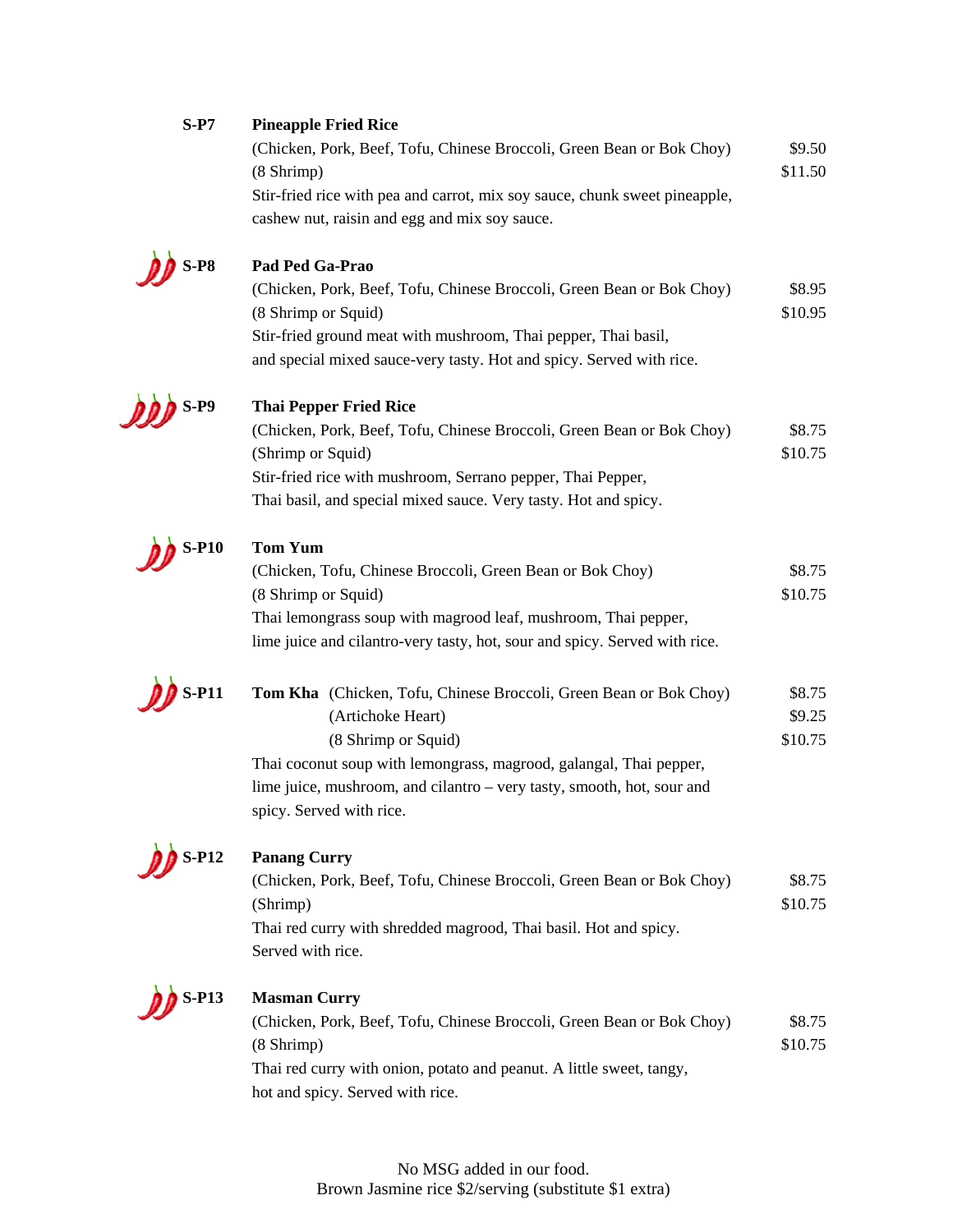**S-P7** **Pineapple Fried Rice**

(Chicken, Pork, Beef, Tofu, Chinese Broccoli, Green Bean or Bok Choy) $9.50
(8 Shrimp) $11.50

Stir-fried rice with pea and carrot, mix soy sauce, chunk sweet pineapple, cashew nut, raisin and egg and mix soy sauce.

**S-P8** **Pad Ped Ga-Prao**

(Chicken, Pork, Beef, Tofu, Chinese Broccoli, Green Bean or Bok Choy) $8.95
(8 Shrimp or Squid) $10.95

Stir-fried ground meat with mushroom, Thai pepper, Thai basil, and special mixed sauce-very tasty. Hot and spicy. Served with rice.

**S-P9** **Thai Pepper Fried Rice**

(Chicken, Pork, Beef, Tofu, Chinese Broccoli, Green Bean or Bok Choy) $8.75
(Shrimp or Squid) $10.75

Stir-fried rice with mushroom, Serrano pepper, Thai Pepper, Thai basil, and special mixed sauce. Very tasty. Hot and spicy.

**S-P10** **Tom Yum**

(Chicken, Tofu, Chinese Broccoli, Green Bean or Bok Choy) $8.75
(8 Shrimp or Squid) $10.75

Thai lemongrass soup with magrood leaf, mushroom, Thai pepper, lime juice and cilantro-very tasty, hot, sour and spicy. Served with rice.

**S-P11** **Tom Kha**

(Chicken, Tofu, Chinese Broccoli, Green Bean or Bok Choy) $8.75
(Artichoke Heart) $9.25
(8 Shrimp or Squid) $10.75

Thai coconut soup with lemongrass, magrood, galangal, Thai pepper, lime juice, mushroom, and cilantro – very tasty, smooth, hot, sour and spicy. Served with rice.

**S-P12** **Panang Curry**

(Chicken, Pork, Beef, Tofu, Chinese Broccoli, Green Bean or Bok Choy) $8.75
(Shrimp) $10.75

Thai red curry with shredded magrood, Thai basil. Hot and spicy. Served with rice.

**S-P13** **Masman Curry**

(Chicken, Pork, Beef, Tofu, Chinese Broccoli, Green Bean or Bok Choy) $8.75
(8 Shrimp) $10.75

Thai red curry with onion, potato and peanut. A little sweet, tangy, hot and spicy. Served with rice.

No MSG added in our food.
Brown Jasmine rice $2/serving (substitute $1 extra)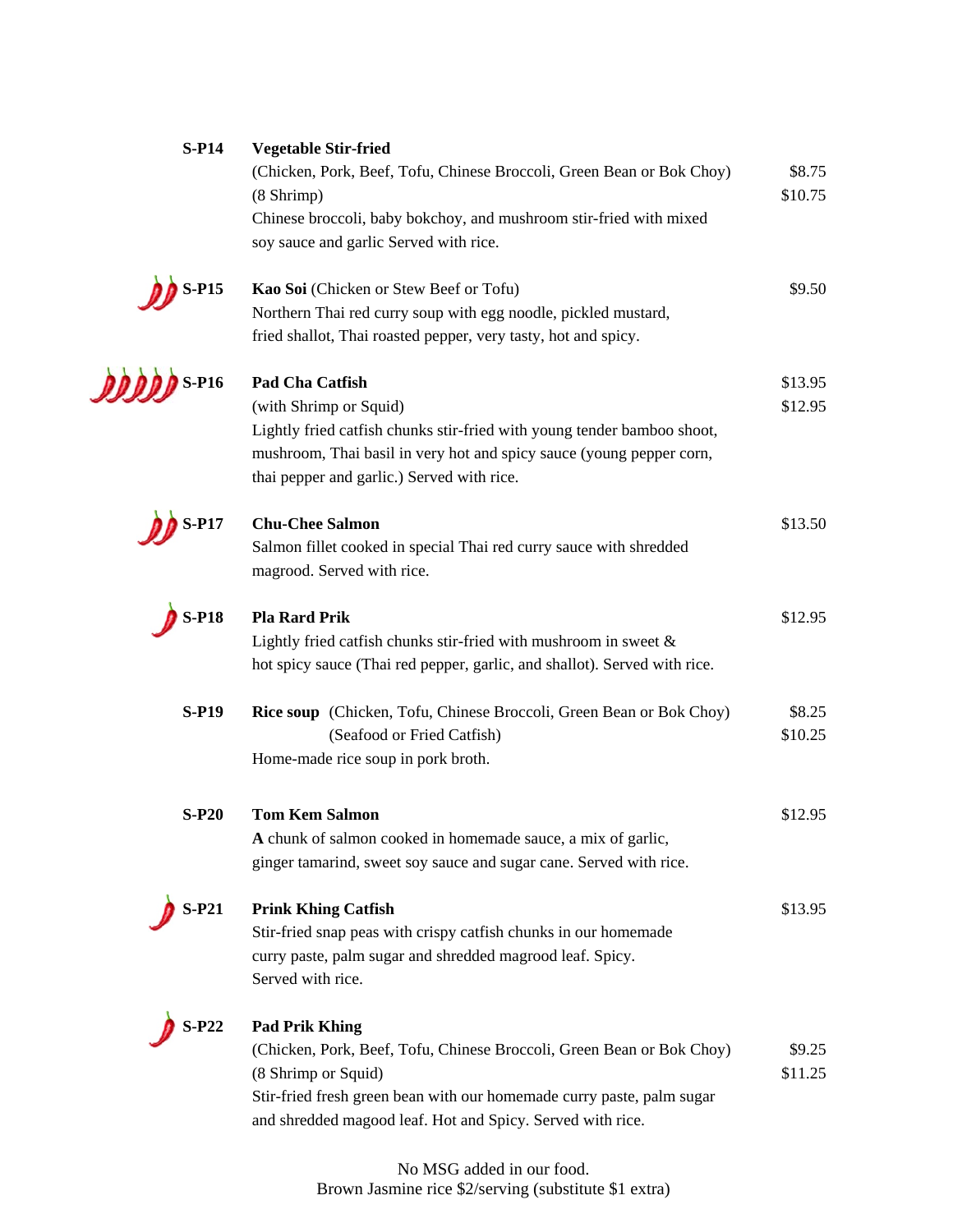**S-P14** **Vegetable Stir-fried**

(Chicken, Pork, Beef, Tofu, Chinese Broccoli, Green Bean or Bok Choy) $8.75

(8 Shrimp) $10.75

Chinese broccoli, baby bokchoy, and mushroom stir-fried with mixed soy sauce and garlic Served with rice.

**S-P15** **Kao Soi** (Chicken or Stew Beef or Tofu) $9.50

Northern Thai red curry soup with egg noodle, pickled mustard, fried shallot, Thai roasted pepper, very tasty, hot and spicy.

**S-P16** **Pad Cha Catfish** $13.95

(with Shrimp or Squid) $12.95

Lightly fried catfish chunks stir-fried with young tender bamboo shoot, mushroom, Thai basil in very hot and spicy sauce (young pepper corn, thai pepper and garlic.) Served with rice.

**S-P17** **Chu-Chee Salmon** $13.50

Salmon fillet cooked in special Thai red curry sauce with shredded magrood. Served with rice.

**S-P18** **Pla Rard Prik** $12.95

Lightly fried catfish chunks stir-fried with mushroom in sweet & hot spicy sauce (Thai red pepper, garlic, and shallot). Served with rice.

**S-P19** **Rice soup** (Chicken, Tofu, Chinese Broccoli, Green Bean or Bok Choy) $8.25

(Seafood or Fried Catfish) $10.25

Home-made rice soup in pork broth.

**S-P20** **Tom Kem Salmon** $12.95

**A** chunk of salmon cooked in homemade sauce, a mix of garlic, ginger tamarind, sweet soy sauce and sugar cane. Served with rice.

**S-P21** **Prink Khing Catfish** $13.95

Stir-fried snap peas with crispy catfish chunks in our homemade curry paste, palm sugar and shredded magrood leaf. Spicy. Served with rice.

**S-P22** **Pad Prik Khing**

(Chicken, Pork, Beef, Tofu, Chinese Broccoli, Green Bean or Bok Choy) $9.25

(8 Shrimp or Squid) $11.25

Stir-fried fresh green bean with our homemade curry paste, palm sugar and shredded magood leaf. Hot and Spicy. Served with rice.

No MSG added in our food.
Brown Jasmine rice $2/serving (substitute $1 extra)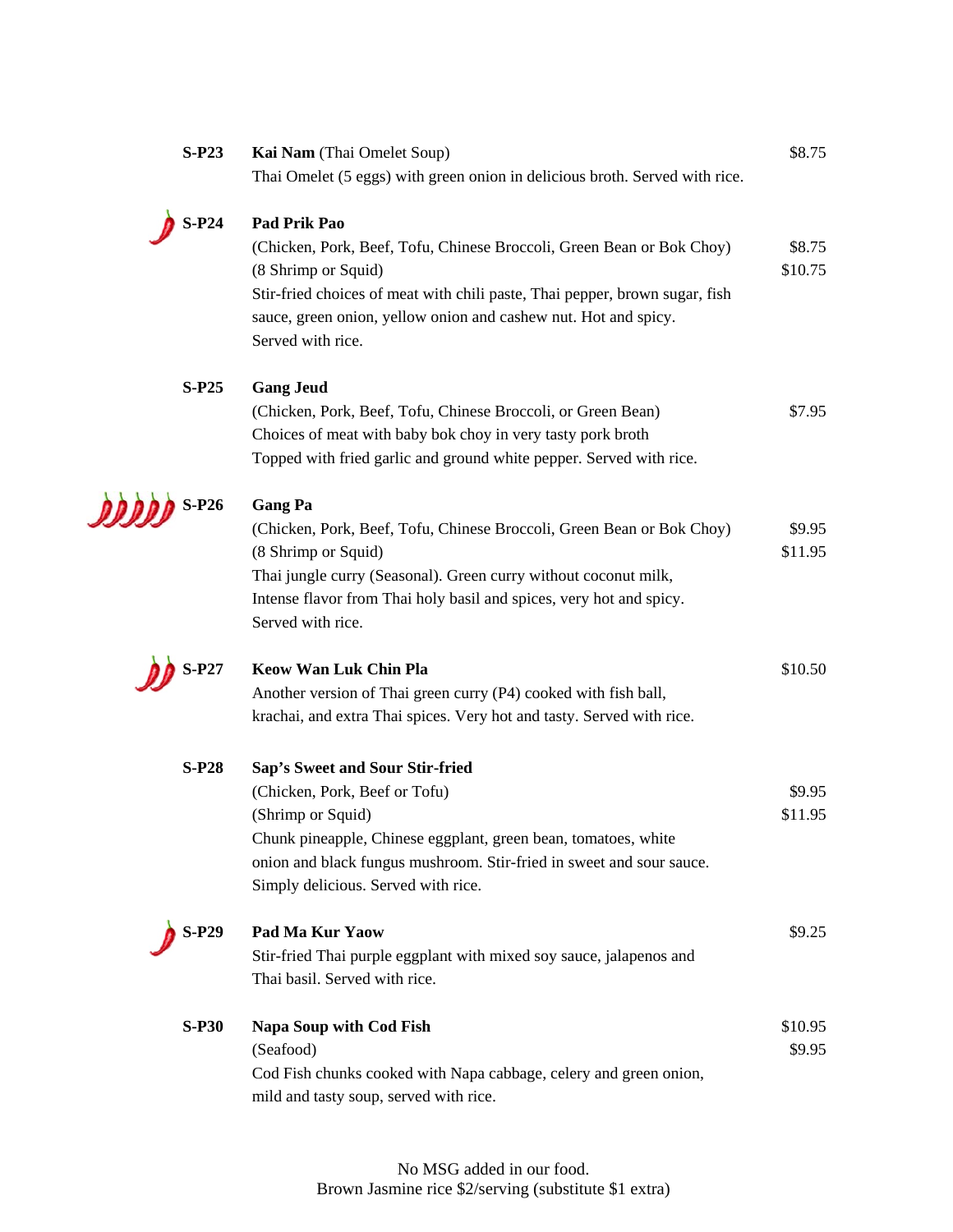**S-P23** **Kai Nam** (Thai Omelet Soup) — $8.75

Thai Omelet (5 eggs) with green onion in delicious broth. Served with rice.

**S-P24** **Pad Prik Pao**

(Chicken, Pork, Beef, Tofu, Chinese Broccoli, Green Bean or Bok Choy) — $8.75

(8 Shrimp or Squid) — $10.75

Stir-fried choices of meat with chili paste, Thai pepper, brown sugar, fish sauce, green onion, yellow onion and cashew nut. Hot and spicy. Served with rice.

**S-P25** **Gang Jeud**

(Chicken, Pork, Beef, Tofu, Chinese Broccoli, or Green Bean) — $7.95

Choices of meat with baby bok choy in very tasty pork broth
Topped with fried garlic and ground white pepper. Served with rice.

**S-P26** **Gang Pa**

(Chicken, Pork, Beef, Tofu, Chinese Broccoli, Green Bean or Bok Choy) — $9.95

(8 Shrimp or Squid) — $11.95

Thai jungle curry (Seasonal). Green curry without coconut milk, Intense flavor from Thai holy basil and spices, very hot and spicy. Served with rice.

**S-P27** **Keow Wan Luk Chin Pla** — $10.50

Another version of Thai green curry (P4) cooked with fish ball, krachai, and extra Thai spices. Very hot and tasty. Served with rice.

**S-P28** **Sap's Sweet and Sour Stir-fried**

(Chicken, Pork, Beef or Tofu) — $9.95

(Shrimp or Squid) — $11.95

Chunk pineapple, Chinese eggplant, green bean, tomatoes, white onion and black fungus mushroom. Stir-fried in sweet and sour sauce. Simply delicious. Served with rice.

**S-P29** **Pad Ma Kur Yaow** — $9.25

Stir-fried Thai purple eggplant with mixed soy sauce, jalapenos and Thai basil. Served with rice.

**S-P30** **Napa Soup with Cod Fish** — $10.95

(Seafood) — $9.95

Cod Fish chunks cooked with Napa cabbage, celery and green onion, mild and tasty soup, served with rice.

No MSG added in our food.
Brown Jasmine rice $2/serving (substitute $1 extra)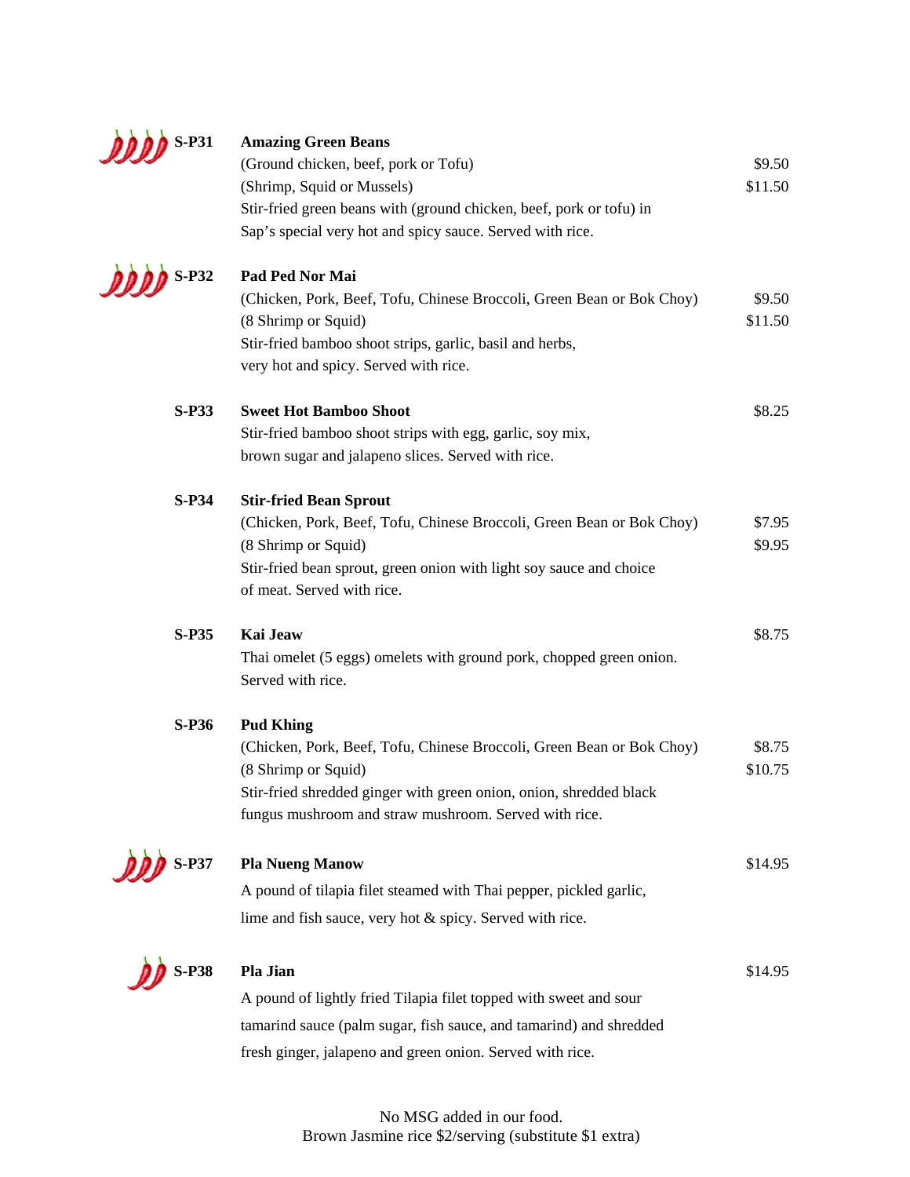**S-P31** 🌶🌶🌶🌶 **Amazing Green Beans**

(Ground chicken, beef, pork or Tofu) — $9.50

(Shrimp, Squid or Mussels) — $11.50

Stir-fried green beans with (ground chicken, beef, pork or tofu) in Sap's special very hot and spicy sauce. Served with rice.

**S-P32** 🌶🌶🌶🌶 **Pad Ped Nor Mai**

(Chicken, Pork, Beef, Tofu, Chinese Broccoli, Green Bean or Bok Choy) — $9.50

(8 Shrimp or Squid) — $11.50

Stir-fried bamboo shoot strips, garlic, basil and herbs, very hot and spicy. Served with rice.

**S-P33** **Sweet Hot Bamboo Shoot** — $8.25

Stir-fried bamboo shoot strips with egg, garlic, soy mix, brown sugar and jalapeno slices. Served with rice.

**S-P34** **Stir-fried Bean Sprout**

(Chicken, Pork, Beef, Tofu, Chinese Broccoli, Green Bean or Bok Choy) — $7.95

(8 Shrimp or Squid) — $9.95

Stir-fried bean sprout, green onion with light soy sauce and choice of meat. Served with rice.

**S-P35** **Kai Jeaw** — $8.75

Thai omelet (5 eggs) omelets with ground pork, chopped green onion. Served with rice.

**S-P36** **Pud Khing**

(Chicken, Pork, Beef, Tofu, Chinese Broccoli, Green Bean or Bok Choy) — $8.75

(8 Shrimp or Squid) — $10.75

Stir-fried shredded ginger with green onion, onion, shredded black fungus mushroom and straw mushroom. Served with rice.

**S-P37** 🌶🌶🌶 **Pla Nueng Manow** — $14.95

A pound of tilapia filet steamed with Thai pepper, pickled garlic, lime and fish sauce, very hot & spicy. Served with rice.

**S-P38** 🌶🌶 **Pla Jian** — $14.95

A pound of lightly fried Tilapia filet topped with sweet and sour tamarind sauce (palm sugar, fish sauce, and tamarind) and shredded fresh ginger, jalapeno and green onion. Served with rice.

No MSG added in our food.
Brown Jasmine rice $2/serving (substitute $1 extra)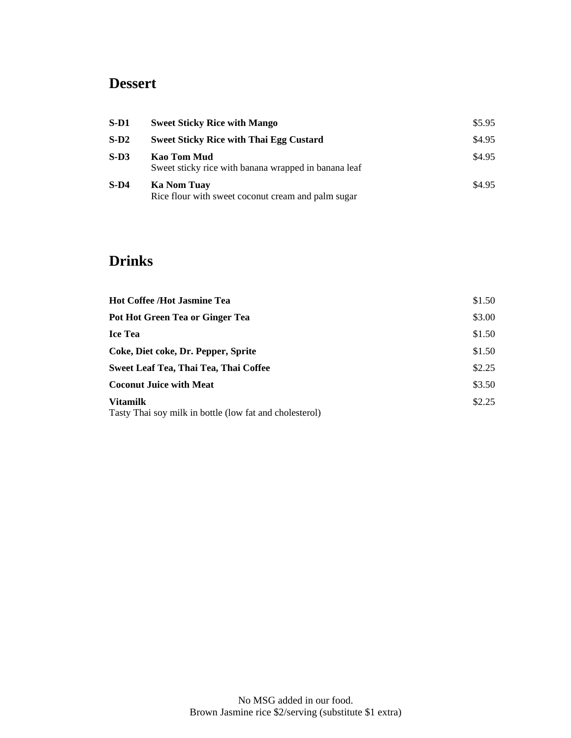## Dessert

| | | |
|---|---|---|
| **S-D1** | **Sweet Sticky Rice with Mango** | $5.95 |
| **S-D2** | **Sweet Sticky Rice with Thai Egg Custard** | $4.95 |
| **S-D3** | **Kao Tom Mud**<br>Sweet sticky rice with banana wrapped in banana leaf | $4.95 |
| **S-D4** | **Ka Nom Tuay**<br>Rice flour with sweet coconut cream and palm sugar | $4.95 |

## Drinks

| | |
|---|---|
| **Hot Coffee /Hot Jasmine Tea** | $1.50 |
| **Pot Hot Green Tea or Ginger Tea** | $3.00 |
| **Ice Tea** | $1.50 |
| **Coke, Diet coke, Dr. Pepper, Sprite** | $1.50 |
| **Sweet Leaf Tea, Thai Tea, Thai Coffee** | $2.25 |
| **Coconut Juice with Meat** | $3.50 |
| **Vitamilk**<br>Tasty Thai soy milk in bottle (low fat and cholesterol) | $2.25 |

No MSG added in our food.
Brown Jasmine rice $2/serving (substitute $1 extra)